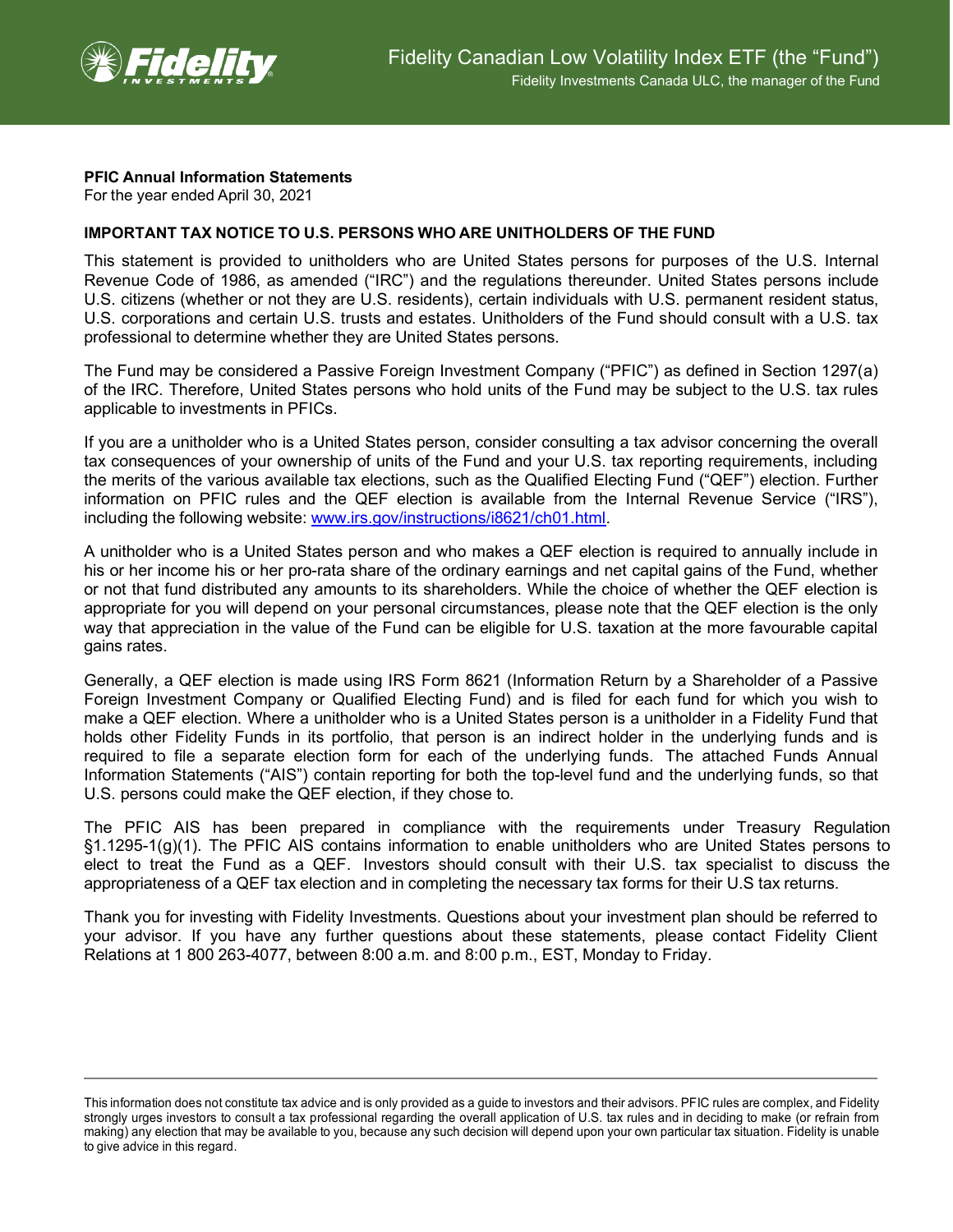# Fidelity Canadian Low Volatility Index ETF (the "Fund")

Fidelity Investments Canada ULC, the manager of the Fund

**PFIC Annual Information Statements**
For the year ended April 30, 2021

**IMPORTANT TAX NOTICE TO U.S. PERSONS WHO ARE UNITHOLDERS OF THE FUND**

This statement is provided to unitholders who are United States persons for purposes of the U.S. Internal Revenue Code of 1986, as amended ("IRC") and the regulations thereunder. United States persons include U.S. citizens (whether or not they are U.S. residents), certain individuals with U.S. permanent resident status, U.S. corporations and certain U.S. trusts and estates. Unitholders of the Fund should consult with a U.S. tax professional to determine whether they are United States persons.

The Fund may be considered a Passive Foreign Investment Company ("PFIC") as defined in Section 1297(a) of the IRC. Therefore, United States persons who hold units of the Fund may be subject to the U.S. tax rules applicable to investments in PFICs.

If you are a unitholder who is a United States person, consider consulting a tax advisor concerning the overall tax consequences of your ownership of units of the Fund and your U.S. tax reporting requirements, including the merits of the various available tax elections, such as the Qualified Electing Fund ("QEF") election. Further information on PFIC rules and the QEF election is available from the Internal Revenue Service ("IRS"), including the following website: [www.irs.gov/instructions/i8621/ch01.html](www.irs.gov/instructions/i8621/ch01.html).

A unitholder who is a United States person and who makes a QEF election is required to annually include in his or her income his or her pro-rata share of the ordinary earnings and net capital gains of the Fund, whether or not that fund distributed any amounts to its shareholders. While the choice of whether the QEF election is appropriate for you will depend on your personal circumstances, please note that the QEF election is the only way that appreciation in the value of the Fund can be eligible for U.S. taxation at the more favourable capital gains rates.

Generally, a QEF election is made using IRS Form 8621 (Information Return by a Shareholder of a Passive Foreign Investment Company or Qualified Electing Fund) and is filed for each fund for which you wish to make a QEF election. Where a unitholder who is a United States person is a unitholder in a Fidelity Fund that holds other Fidelity Funds in its portfolio, that person is an indirect holder in the underlying funds and is required to file a separate election form for each of the underlying funds. The attached Funds Annual Information Statements ("AIS") contain reporting for both the top-level fund and the underlying funds, so that U.S. persons could make the QEF election, if they chose to.

The PFIC AIS has been prepared in compliance with the requirements under Treasury Regulation §1.1295-1(g)(1). The PFIC AIS contains information to enable unitholders who are United States persons to elect to treat the Fund as a QEF. Investors should consult with their U.S. tax specialist to discuss the appropriateness of a QEF tax election and in completing the necessary tax forms for their U.S tax returns.

Thank you for investing with Fidelity Investments. Questions about your investment plan should be referred to your advisor. If you have any further questions about these statements, please contact Fidelity Client Relations at 1 800 263-4077, between 8:00 a.m. and 8:00 p.m., EST, Monday to Friday.

---

This information does not constitute tax advice and is only provided as a guide to investors and their advisors. PFIC rules are complex, and Fidelity strongly urges investors to consult a tax professional regarding the overall application of U.S. tax rules and in deciding to make (or refrain from making) any election that may be available to you, because any such decision will depend upon your own particular tax situation. Fidelity is unable to give advice in this regard.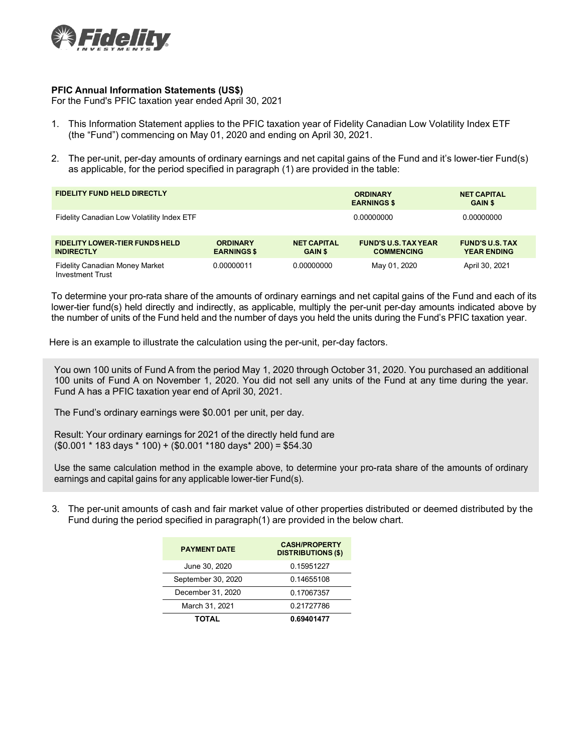**PFIC Annual Information Statements (US$)**
For the Fund's PFIC taxation year ended April 30, 2021

1. This Information Statement applies to the PFIC taxation year of Fidelity Canadian Low Volatility Index ETF (the "Fund") commencing on May 01, 2020 and ending on April 30, 2021.

2. The per-unit, per-day amounts of ordinary earnings and net capital gains of the Fund and it's lower-tier Fund(s) as applicable, for the period specified in paragraph (1) are provided in the table:

| FIDELITY FUND HELD DIRECTLY | ORDINARY EARNINGS $ | NET CAPITAL GAIN $ |
|---|---|---|
| Fidelity Canadian Low Volatility Index ETF | 0.00000000 | 0.00000000 |

| FIDELITY LOWER-TIER FUNDS HELD INDIRECTLY | ORDINARY EARNINGS $ | NET CAPITAL GAIN $ | FUND'S U.S. TAX YEAR COMMENCING | FUND'S U.S. TAX YEAR ENDING |
|---|---|---|---|---|
| Fidelity Canadian Money Market Investment Trust | 0.00000011 | 0.00000000 | May 01, 2020 | April 30, 2021 |

To determine your pro-rata share of the amounts of ordinary earnings and net capital gains of the Fund and each of its lower-tier fund(s) held directly and indirectly, as applicable, multiply the per-unit per-day amounts indicated above by the number of units of the Fund held and the number of days you held the units during the Fund's PFIC taxation year.

Here is an example to illustrate the calculation using the per-unit, per-day factors.

You own 100 units of Fund A from the period May 1, 2020 through October 31, 2020. You purchased an additional 100 units of Fund A on November 1, 2020. You did not sell any units of the Fund at any time during the year. Fund A has a PFIC taxation year end of April 30, 2021.

The Fund's ordinary earnings were $0.001 per unit, per day.

Result: Your ordinary earnings for 2021 of the directly held fund are
($0.001 * 183 days * 100) + ($0.001 *180 days* 200) = $54.30

Use the same calculation method in the example above, to determine your pro-rata share of the amounts of ordinary earnings and capital gains for any applicable lower-tier Fund(s).

3. The per-unit amounts of cash and fair market value of other properties distributed or deemed distributed by the Fund during the period specified in paragraph(1) are provided in the below chart.

| PAYMENT DATE | CASH/PROPERTY DISTRIBUTIONS ($) |
|---|---|
| June 30, 2020 | 0.15951227 |
| September 30, 2020 | 0.14655108 |
| December 31, 2020 | 0.17067357 |
| March 31, 2021 | 0.21727786 |
| **TOTAL** | **0.69401477** |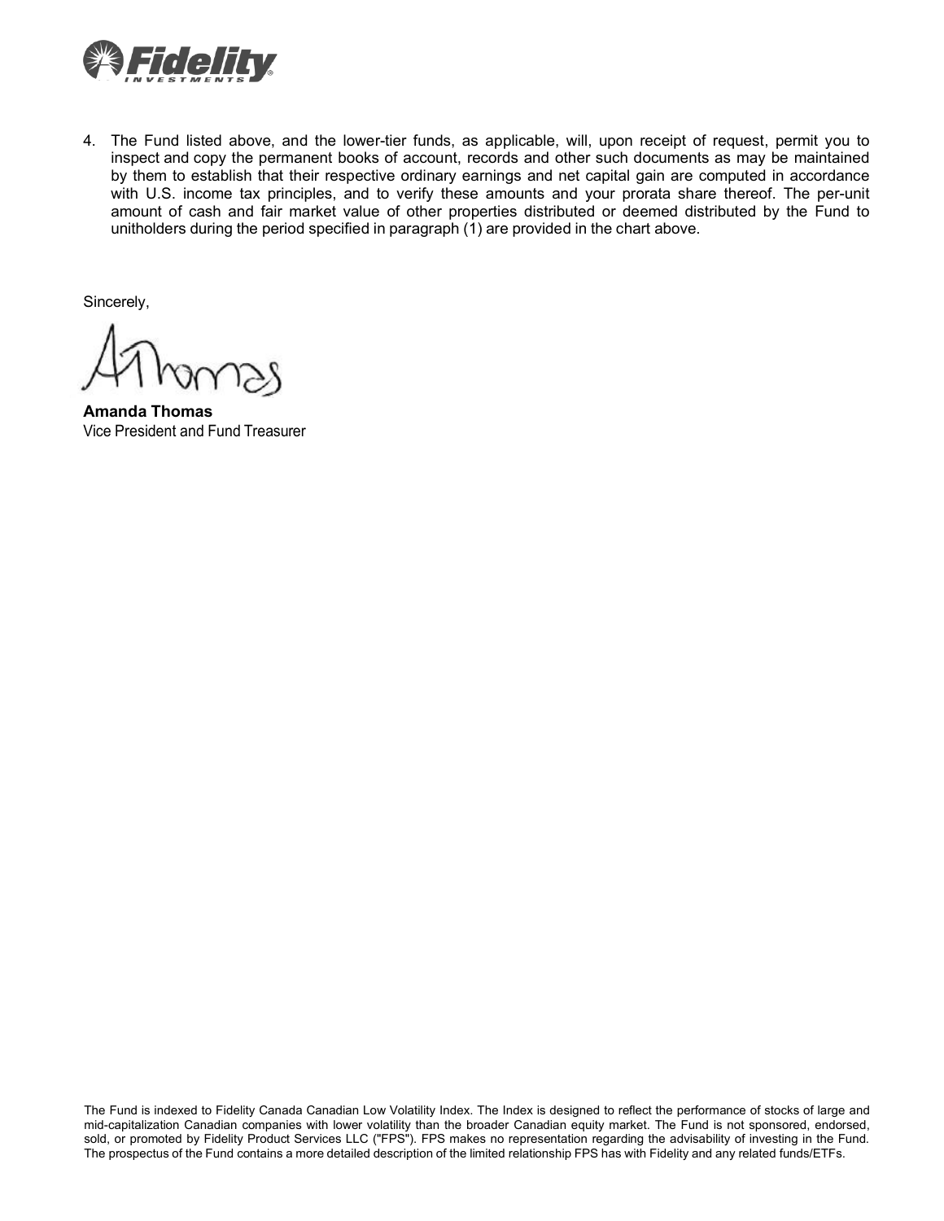4. The Fund listed above, and the lower-tier funds, as applicable, will, upon receipt of request, permit you to inspect and copy the permanent books of account, records and other such documents as may be maintained by them to establish that their respective ordinary earnings and net capital gain are computed in accordance with U.S. income tax principles, and to verify these amounts and your prorata share thereof. The per-unit amount of cash and fair market value of other properties distributed or deemed distributed by the Fund to unitholders during the period specified in paragraph (1) are provided in the chart above.

Sincerely,

**Amanda Thomas**
Vice President and Fund Treasurer

The Fund is indexed to Fidelity Canada Canadian Low Volatility Index. The Index is designed to reflect the performance of stocks of large and mid-capitalization Canadian companies with lower volatility than the broader Canadian equity market. The Fund is not sponsored, endorsed, sold, or promoted by Fidelity Product Services LLC ("FPS"). FPS makes no representation regarding the advisability of investing in the Fund. The prospectus of the Fund contains a more detailed description of the limited relationship FPS has with Fidelity and any related funds/ETFs.